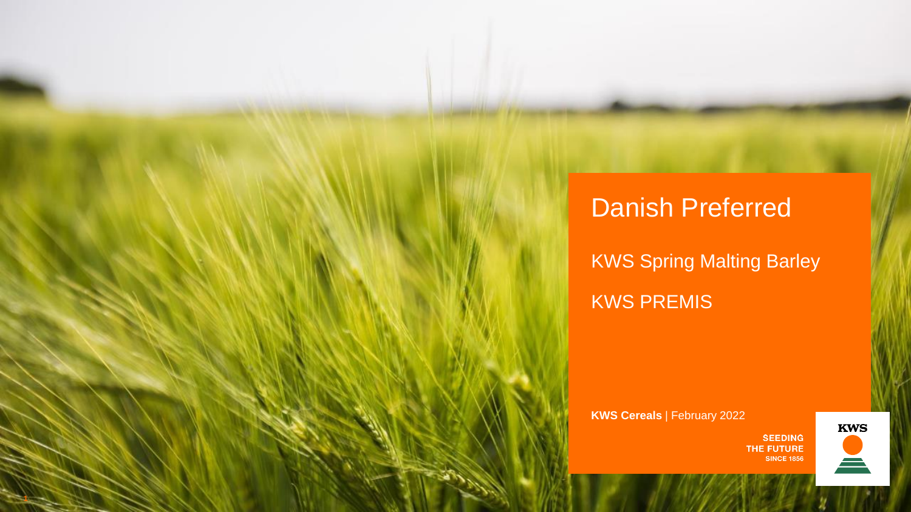# Danish Preferred

## KWS Spring Malting Barley

## KWS PREMIS

**KWS Cereals** | February 2022

SEEDING
THE FUTURE
SINCE 1856

KWS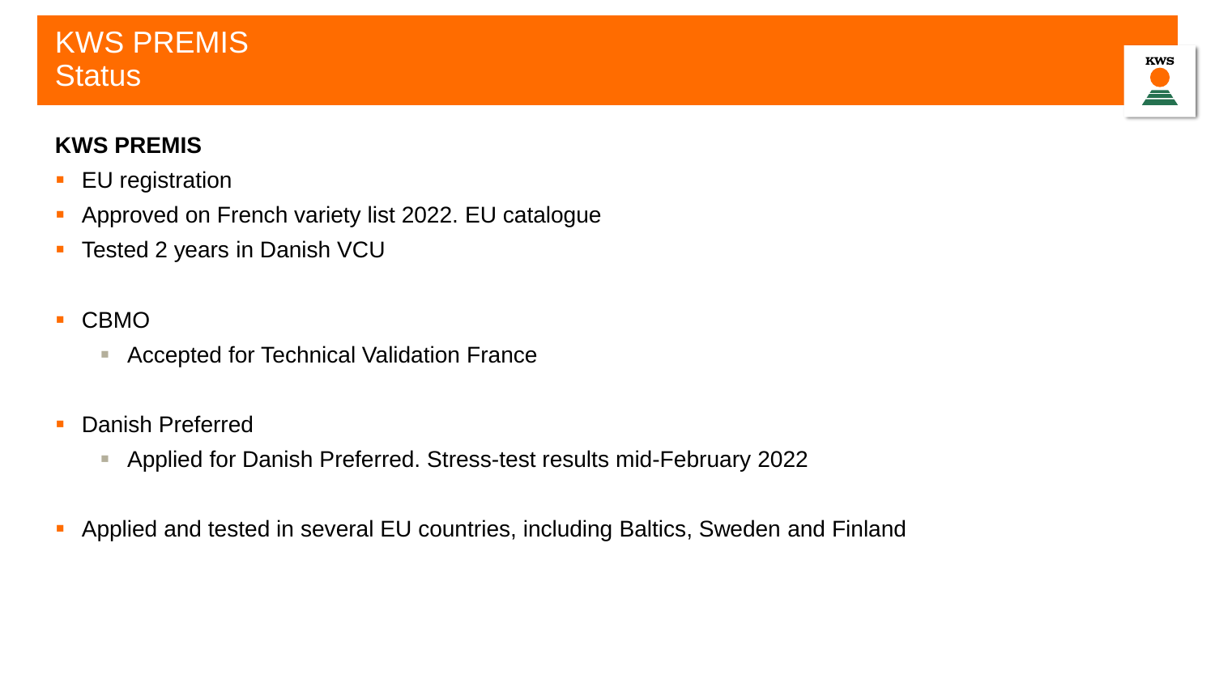# KWS PREMIS
## Status

**KWS PREMIS**

- EU registration
- Approved on French variety list 2022. EU catalogue
- Tested 2 years in Danish VCU

- CBMO
  - Accepted for Technical Validation France

- Danish Preferred
  - Applied for Danish Preferred. Stress-test results mid-February 2022

- Applied and tested in several EU countries, including Baltics, Sweden and Finland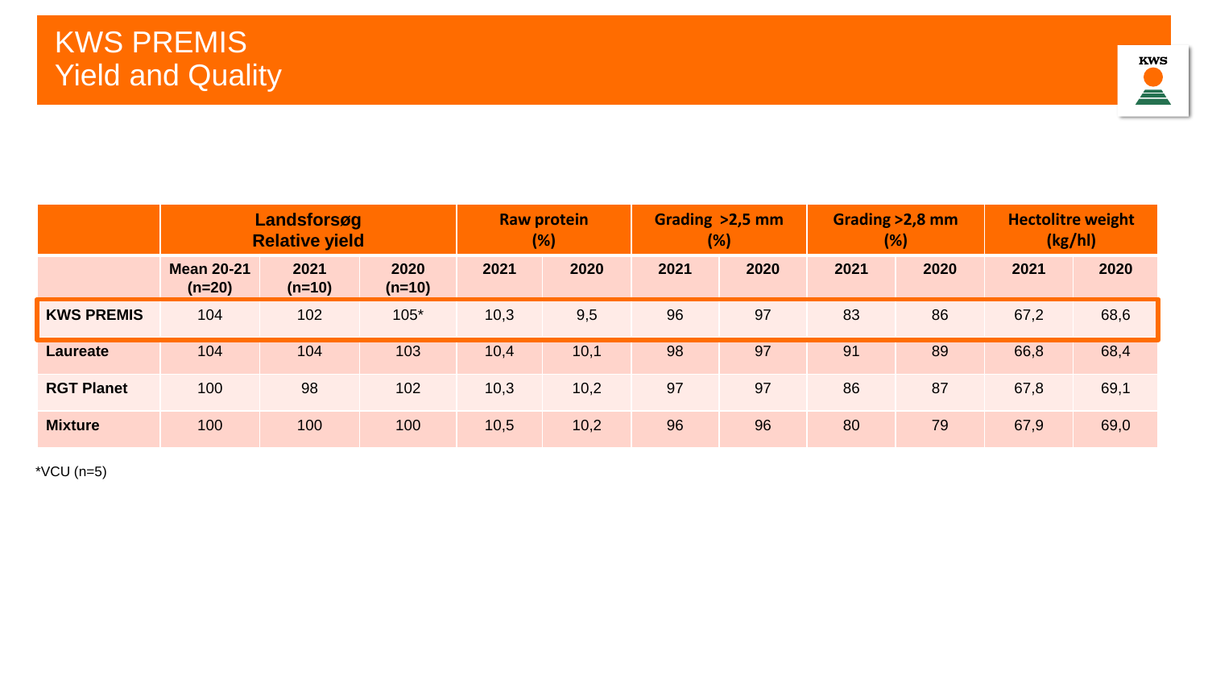# KWS PREMIS
## Yield and Quality

| | Landsforsøg Relative yield | | | Raw protein (%) | | Grading >2,5 mm (%) | | Grading >2,8 mm (%) | | Hectolitre weight (kg/hl) | |
|---|---|---|---|---|---|---|---|---|---|---|---|
| | Mean 20-21 (n=20) | 2021 (n=10) | 2020 (n=10) | 2021 | 2020 | 2021 | 2020 | 2021 | 2020 | 2021 | 2020 |
| **KWS PREMIS** | 104 | 102 | 105* | 10,3 | 9,5 | 96 | 97 | 83 | 86 | 67,2 | 68,6 |
| **Laureate** | 104 | 104 | 103 | 10,4 | 10,1 | 98 | 97 | 91 | 89 | 66,8 | 68,4 |
| **RGT Planet** | 100 | 98 | 102 | 10,3 | 10,2 | 97 | 97 | 86 | 87 | 67,8 | 69,1 |
| **Mixture** | 100 | 100 | 100 | 10,5 | 10,2 | 96 | 96 | 80 | 79 | 67,9 | 69,0 |

*VCU (n=5)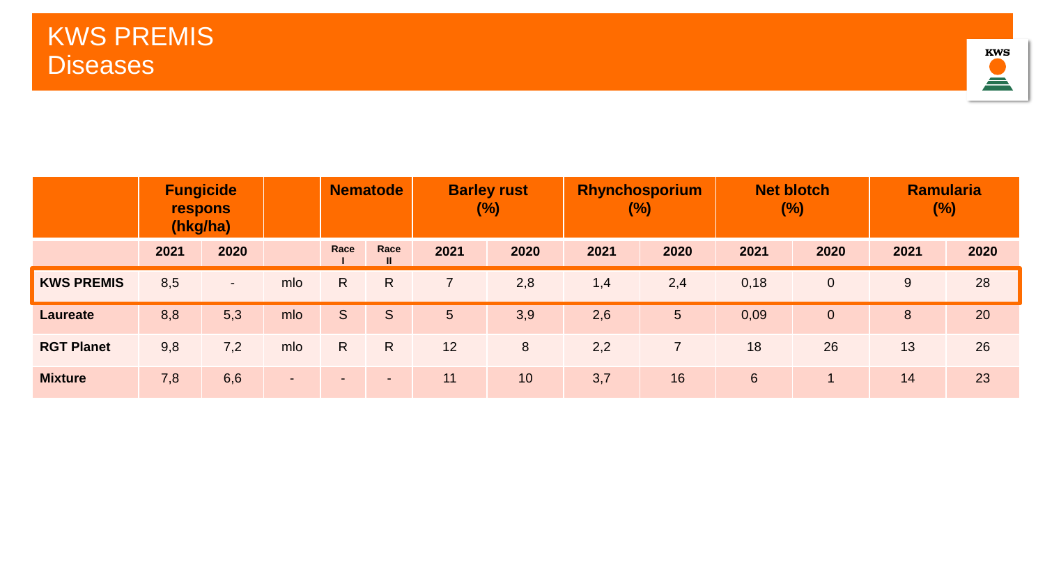# KWS PREMIS
## Diseases

| | Fungicide respons (hkg/ha) | | | Nematode | | Barley rust (%) | | Rhynchosporium (%) | | Net blotch (%) | | Ramularia (%) | |
|---|---|---|---|---|---|---|---|---|---|---|---|---|---|
| | 2021 | 2020 | | Race I | Race II | 2021 | 2020 | 2021 | 2020 | 2021 | 2020 | 2021 | 2020 |
| **KWS PREMIS** | 8,5 | - | mlo | R | R | 7 | 2,8 | 1,4 | 2,4 | 0,18 | 0 | 9 | 28 |
| **Laureate** | 8,8 | 5,3 | mlo | S | S | 5 | 3,9 | 2,6 | 5 | 0,09 | 0 | 8 | 20 |
| **RGT Planet** | 9,8 | 7,2 | mlo | R | R | 12 | 8 | 2,2 | 7 | 18 | 26 | 13 | 26 |
| **Mixture** | 7,8 | 6,6 | - | - | - | 11 | 10 | 3,7 | 16 | 6 | 1 | 14 | 23 |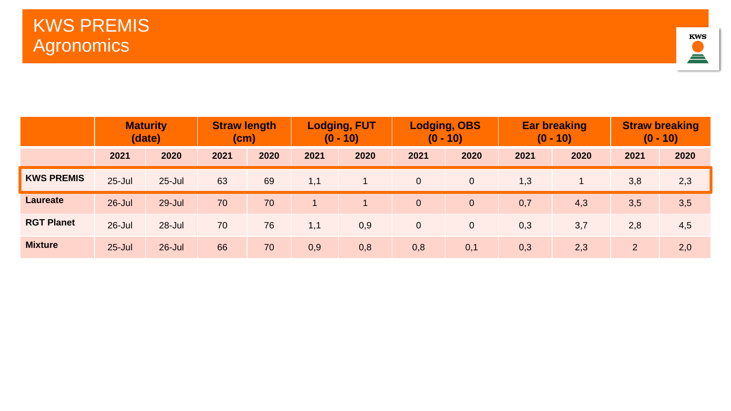# KWS PREMIS
## Agronomics

| | Maturity (date) | | Straw length (cm) | | Lodging, FUT (0 - 10) | | Lodging, OBS (0 - 10) | | Ear breaking (0 - 10) | | Straw breaking (0 - 10) | |
|---|---|---|---|---|---|---|---|---|---|---|---|---|
| | 2021 | 2020 | 2021 | 2020 | 2021 | 2020 | 2021 | 2020 | 2021 | 2020 | 2021 | 2020 |
| **KWS PREMIS** | 25-Jul | 25-Jul | 63 | 69 | 1,1 | 1 | 0 | 0 | 1,3 | 1 | 3,8 | 2,3 |
| **Laureate** | 26-Jul | 29-Jul | 70 | 70 | 1 | 1 | 0 | 0 | 0,7 | 4,3 | 3,5 | 3,5 |
| **RGT Planet** | 26-Jul | 28-Jul | 70 | 76 | 1,1 | 0,9 | 0 | 0 | 0,3 | 3,7 | 2,8 | 4,5 |
| **Mixture** | 25-Jul | 26-Jul | 66 | 70 | 0,9 | 0,8 | 0,8 | 0,1 | 0,3 | 2,3 | 2 | 2,0 |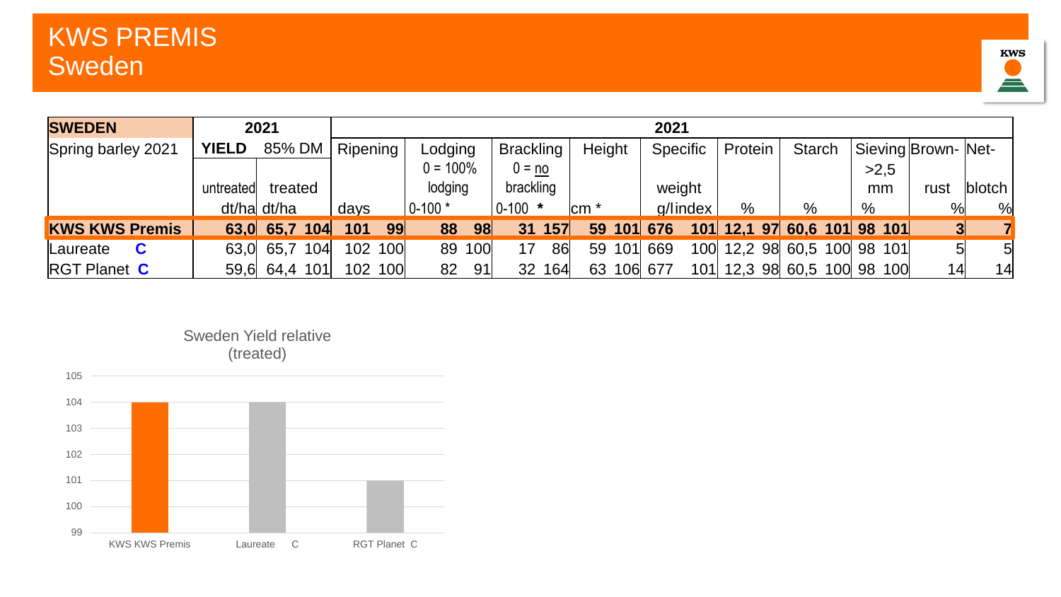# KWS PREMIS
## Sweden

| SWEDEN | 2021 | | | 2021 | | | | | | | | | | | | | | | | | |
|---|---|---|---|---|---|---|---|---|---|---|---|---|---|---|---|---|---|---|---|---|---|
| Spring barley 2021 | YIELD | 85% DM | | Ripening | | Lodging | | Brackling | | Height | | Specific | | Protein | | Starch | | Sieving | | Brown- | Net- |
| | | | | | | 0 = 100% | | 0 = no | | | | | | | | | | >2,5 | | | |
| | untreated | treated | | | | lodging | | brackling | | | | weight | | | | | | mm | | rust | blotch |
| | dt/ha | dt/ha | | days | | 0-100 * | | 0-100 * | | cm * | | g/lindex | | % | | % | | % | | % | % |
| **KWS KWS Premis** | **63,0** | **65,7** | **104** | **101** | **99** | **88** | **98** | **31** | **157** | **59** | **101** | **676** | **101** | **12,1** | **97** | **60,6** | **101** | **98** | **101** | **3** | **7** |
| Laureate **C** | 63,0 | 65,7 | 104 | 102 | 100 | 89 | 100 | 17 | 86 | 59 | 101 | 669 | 100 | 12,2 | 98 | 60,5 | 100 | 98 | 101 | 5 | 5 |
| RGT Planet **C** | 59,6 | 64,4 | 101 | 102 | 100 | 82 | 91 | 32 | 164 | 63 | 106 | 677 | 101 | 12,3 | 98 | 60,5 | 100 | 98 | 100 | 14 | 14 |

Sweden Yield relative (treated)

105
104
103
102
101
100
99

KWS KWS Premis
Laureate C
RGT Planet C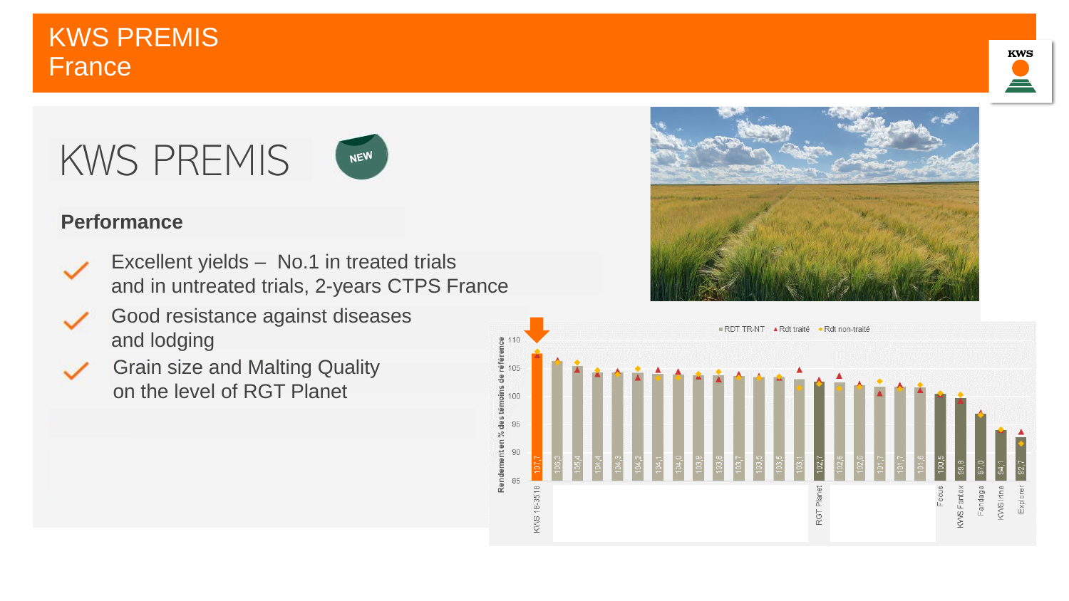# KWS PREMIS
France

## KWS PREMIS

NEW

### Performance

- Excellent yields – No.1 in treated trials and in untreated trials, 2-years CTPS France
- Good resistance against diseases and lodging
- Grain size and Malting Quality on the level of RGT Planet

RDT TR-NT
Rdt traité
Rdt non-traité

Rendement en % des témoins de référence

110
105
100
95
90
85

107,7
106,3
105,4
104,4
104,3
104,2
104,1
104,0
103,8
103,8
103,7
103,5
103,5
103,1
102,7
102,6
102,0
101,7
101,7
101,6
100,5
99,8
97,0
94,1
92,7

KWS 18-3518
RGT Planet
Focus
KWS Fantex
Fandaga
KWS Irina
Explorer